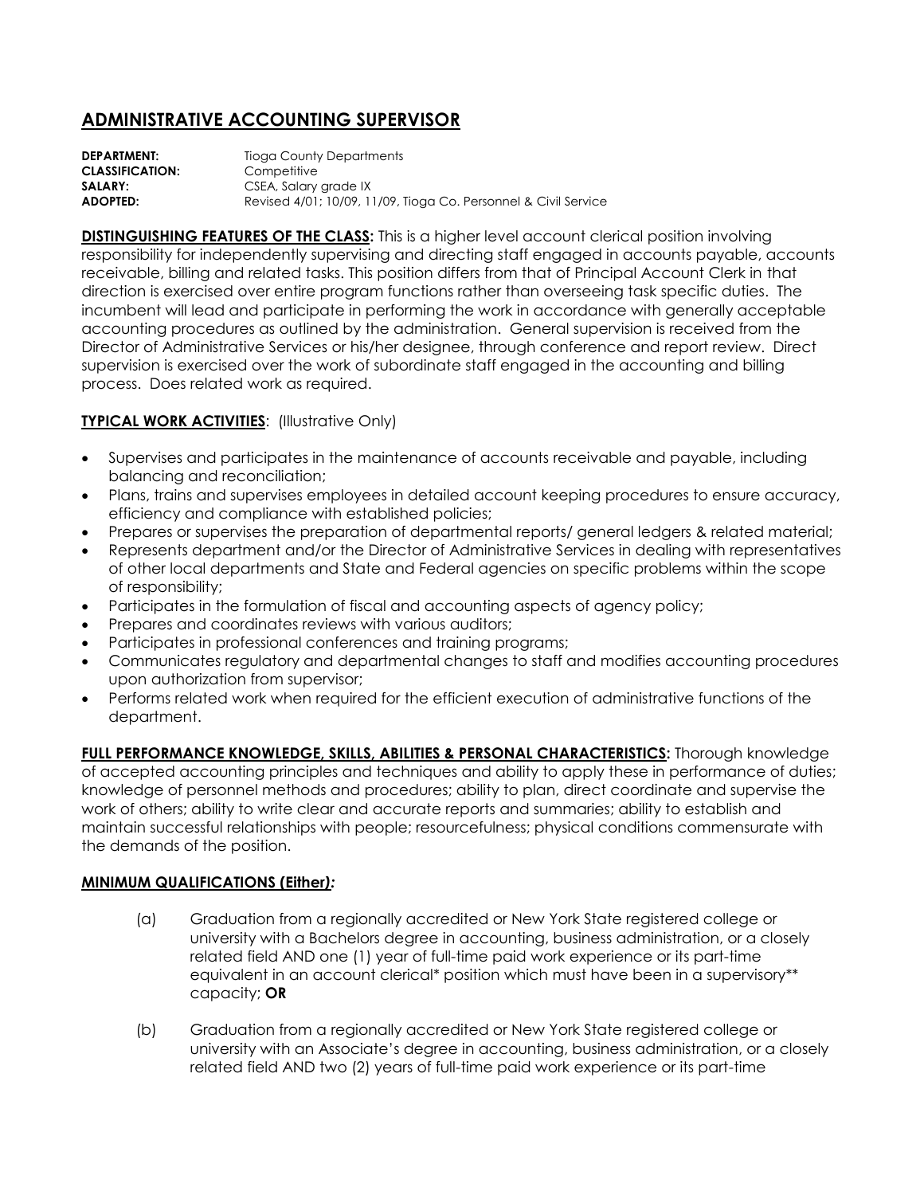# ADMINISTRATIVE ACCOUNTING SUPERVISOR

**DEPARTMENT:** Tioga County Departments
**CLASSIFICATION:** Competitive
**SALARY:** CSEA, Salary grade IX
**ADOPTED:** Revised 4/01; 10/09, 11/09, Tioga Co. Personnel & Civil Service

**DISTINGUISHING FEATURES OF THE CLASS:** This is a higher level account clerical position involving responsibility for independently supervising and directing staff engaged in accounts payable, accounts receivable, billing and related tasks. This position differs from that of Principal Account Clerk in that direction is exercised over entire program functions rather than overseeing task specific duties. The incumbent will lead and participate in performing the work in accordance with generally acceptable accounting procedures as outlined by the administration. General supervision is received from the Director of Administrative Services or his/her designee, through conference and report review. Direct supervision is exercised over the work of subordinate staff engaged in the accounting and billing process. Does related work as required.

**TYPICAL WORK ACTIVITIES**: (Illustrative Only)

- Supervises and participates in the maintenance of accounts receivable and payable, including balancing and reconciliation;
- Plans, trains and supervises employees in detailed account keeping procedures to ensure accuracy, efficiency and compliance with established policies;
- Prepares or supervises the preparation of departmental reports/ general ledgers & related material;
- Represents department and/or the Director of Administrative Services in dealing with representatives of other local departments and State and Federal agencies on specific problems within the scope of responsibility;
- Participates in the formulation of fiscal and accounting aspects of agency policy;
- Prepares and coordinates reviews with various auditors;
- Participates in professional conferences and training programs;
- Communicates regulatory and departmental changes to staff and modifies accounting procedures upon authorization from supervisor;
- Performs related work when required for the efficient execution of administrative functions of the department.

**FULL PERFORMANCE KNOWLEDGE, SKILLS, ABILITIES & PERSONAL CHARACTERISTICS:** Thorough knowledge of accepted accounting principles and techniques and ability to apply these in performance of duties; knowledge of personnel methods and procedures; ability to plan, direct coordinate and supervise the work of others; ability to write clear and accurate reports and summaries; ability to establish and maintain successful relationships with people; resourcefulness; physical conditions commensurate with the demands of the position.

**MINIMUM QUALIFICATIONS (Either*):***

(a) Graduation from a regionally accredited or New York State registered college or university with a Bachelors degree in accounting, business administration, or a closely related field AND one (1) year of full-time paid work experience or its part-time equivalent in an account clerical* position which must have been in a supervisory** capacity; **OR**

(b) Graduation from a regionally accredited or New York State registered college or university with an Associate's degree in accounting, business administration, or a closely related field AND two (2) years of full-time paid work experience or its part-time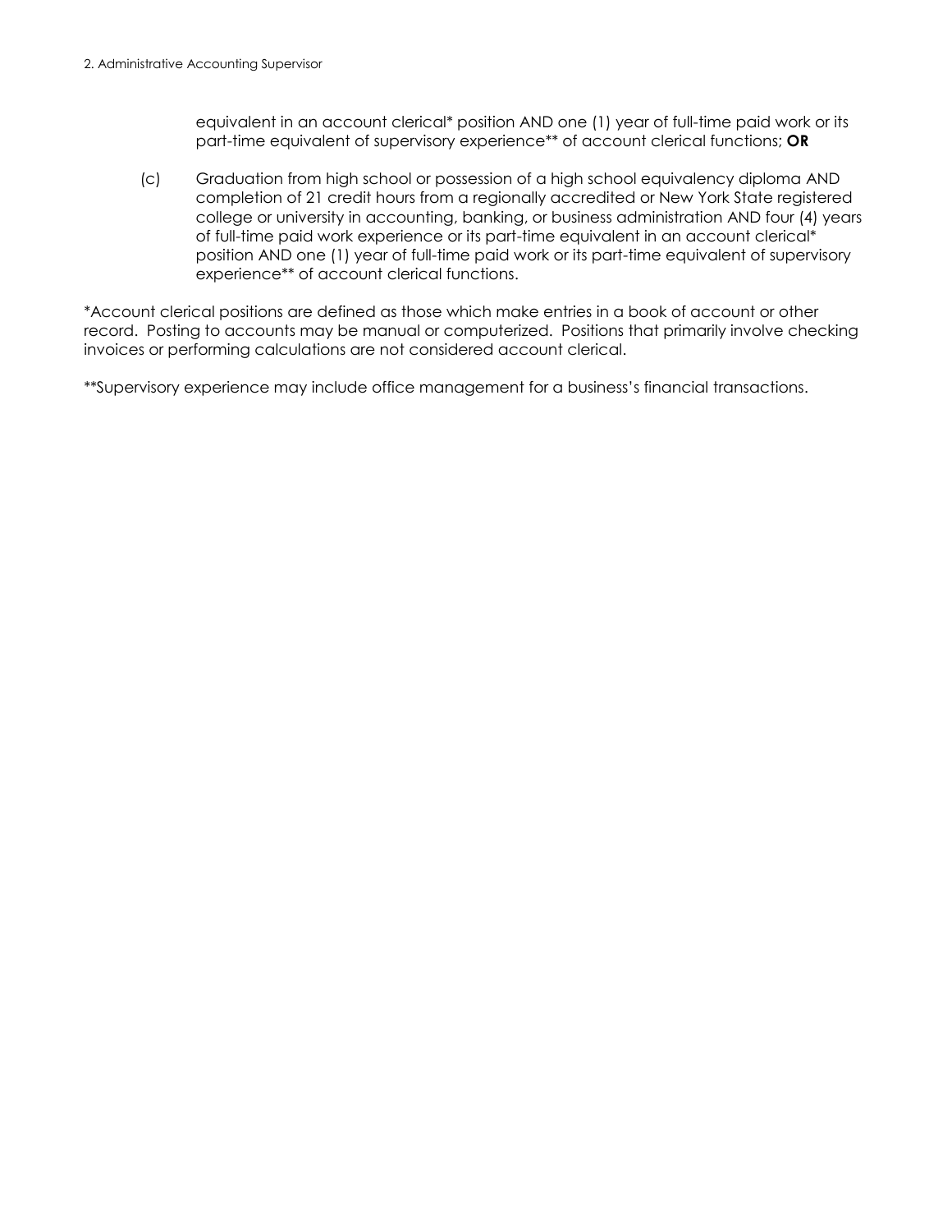equivalent in an account clerical* position AND one (1) year of full-time paid work or its part-time equivalent of supervisory experience** of account clerical functions; **OR**

(c) Graduation from high school or possession of a high school equivalency diploma AND completion of 21 credit hours from a regionally accredited or New York State registered college or university in accounting, banking, or business administration AND four (4) years of full-time paid work experience or its part-time equivalent in an account clerical* position AND one (1) year of full-time paid work or its part-time equivalent of supervisory experience** of account clerical functions.

*Account clerical positions are defined as those which make entries in a book of account or other record. Posting to accounts may be manual or computerized. Positions that primarily involve checking invoices or performing calculations are not considered account clerical.

**Supervisory experience may include office management for a business's financial transactions.